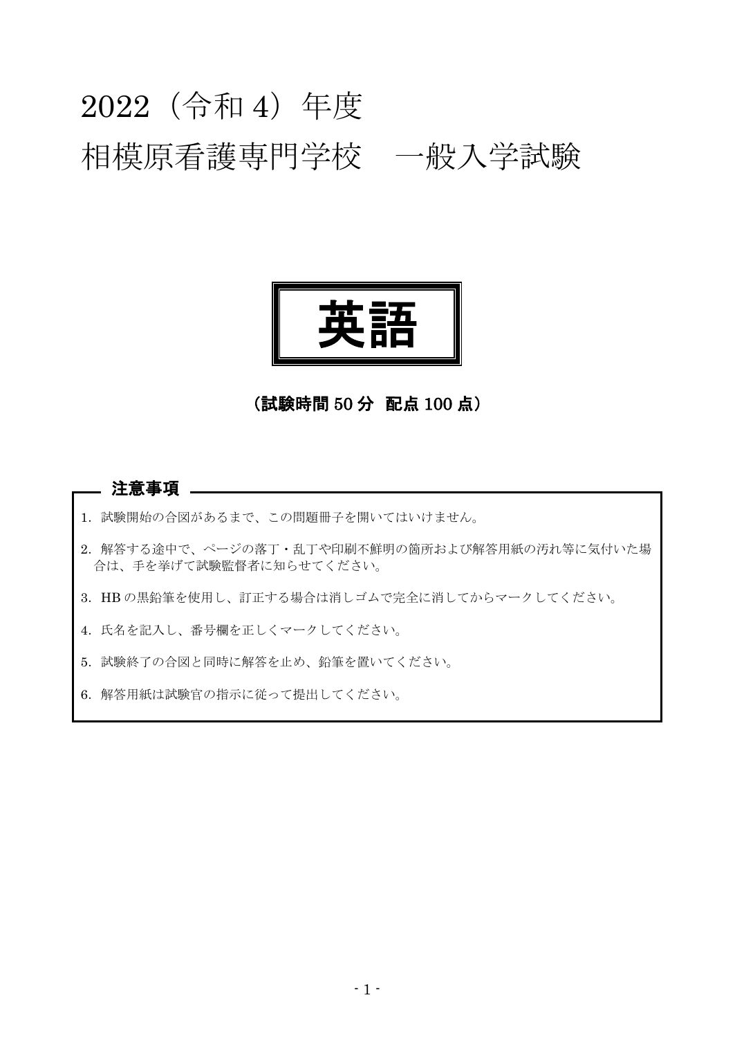# 2022（令和 4）年度
# 相模原看護専門学校　一般入学試験

## 英語

**（試験時間 50 分　配点 100 点）**

**注意事項**

1. 試験開始の合図があるまで、この問題冊子を開いてはいけません。
2. 解答する途中で、ページの落丁・乱丁や印刷不鮮明の箇所および解答用紙の汚れ等に気付いた場合は、手を挙げて試験監督者に知らせてください。
3. HB の黒鉛筆を使用し、訂正する場合は消しゴムで完全に消してからマークしてください。
4. 氏名を記入し、番号欄を正しくマークしてください。
5. 試験終了の合図と同時に解答を止め、鉛筆を置いてください。
6. 解答用紙は試験官の指示に従って提出してください。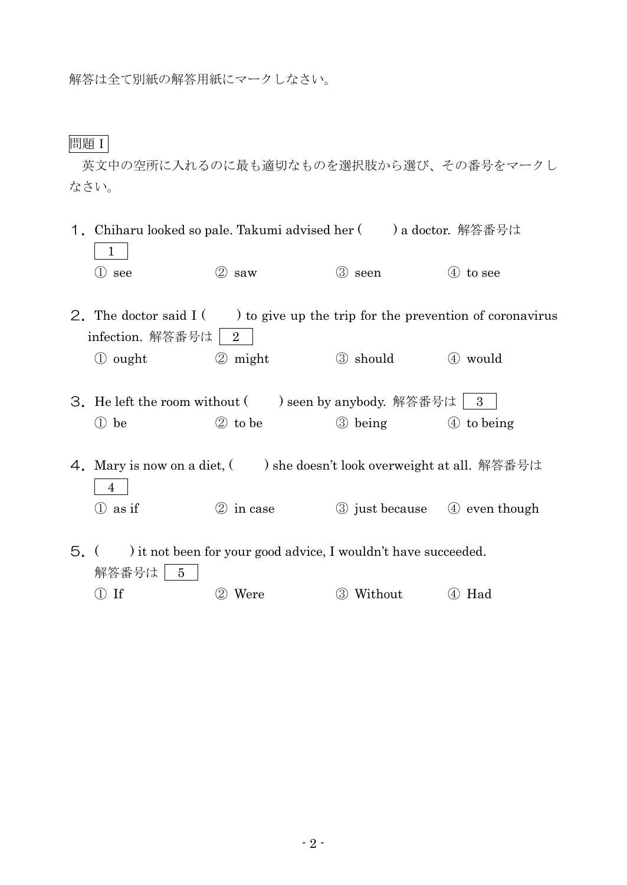解答は全て別紙の解答用紙にマークしなさい。

## 問題Ⅰ

英文中の空所に入れるのに最も適切なものを選択肢から選び、その番号をマークしなさい。

1．Chiharu looked so pale. Takumi advised her (　　) a doctor. 解答番号は [ 1 ]

① see　　② saw　　③ seen　　④ to see

2．The doctor said I (　　) to give up the trip for the prevention of coronavirus infection. 解答番号は [ 2 ]

① ought　　② might　　③ should　　④ would

3．He left the room without (　　) seen by anybody. 解答番号は [ 3 ]

① be　　② to be　　③ being　　④ to being

4．Mary is now on a diet, (　　) she doesn't look overweight at all. 解答番号は [ 4 ]

① as if　　② in case　　③ just because　　④ even though

5．(　　) it not been for your good advice, I wouldn't have succeeded. 解答番号は [ 5 ]

① If　　② Were　　③ Without　　④ Had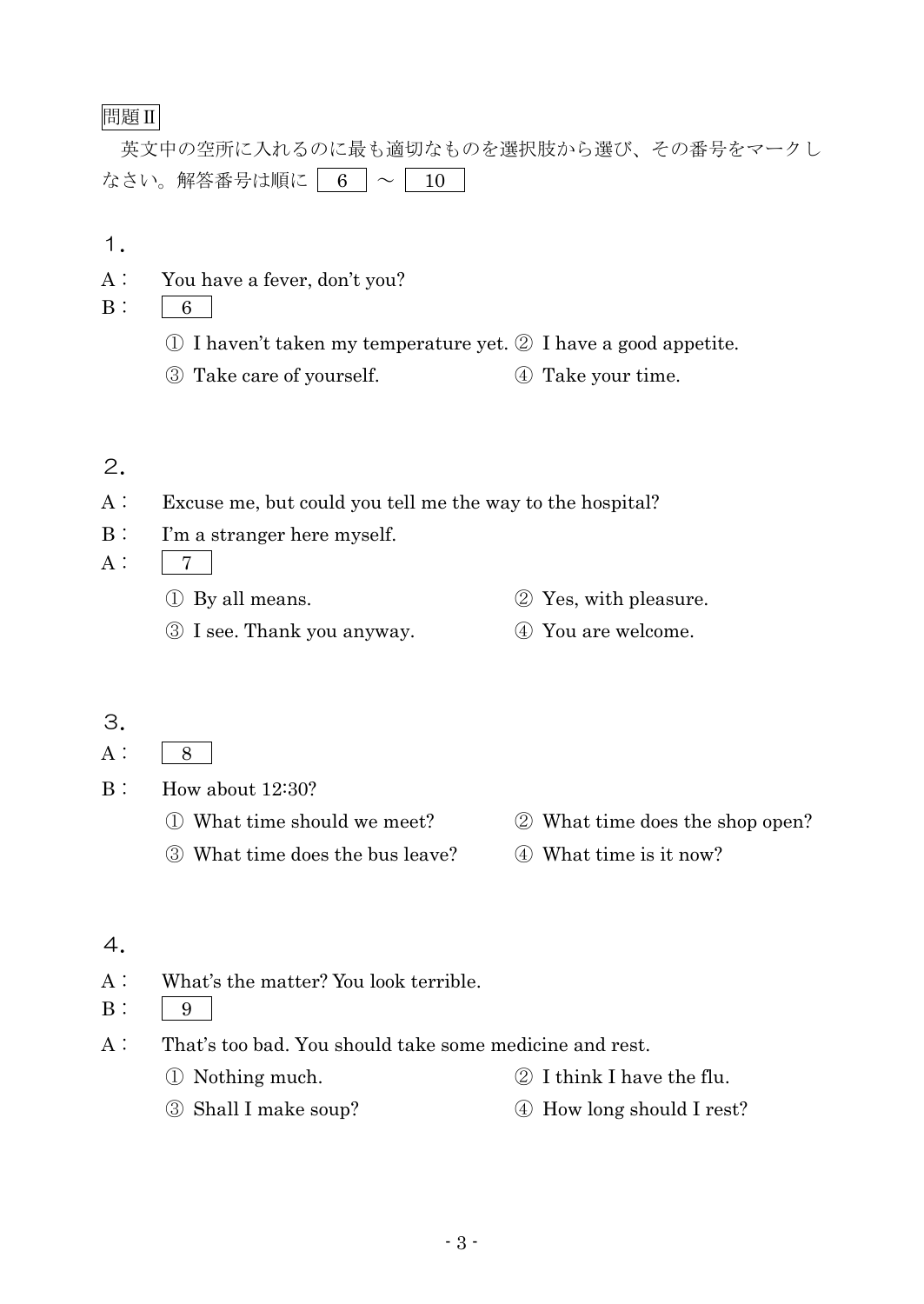問題Ⅱ

英文中の空所に入れるのに最も適切なものを選択肢から選び、その番号をマークしなさい。解答番号は順に 6 ～ 10

１．

A： You have a fever, don't you?

B： 6

① I haven't taken my temperature yet. ② I have a good appetite.
③ Take care of yourself. ④ Take your time.

２．

A： Excuse me, but could you tell me the way to the hospital?

B： I'm a stranger here myself.

A： 7

① By all means. ② Yes, with pleasure.
③ I see. Thank you anyway. ④ You are welcome.

３．

A： 8

B： How about 12:30?

① What time should we meet? ② What time does the shop open?
③ What time does the bus leave? ④ What time is it now?

４．

A： What's the matter? You look terrible.

B： 9

A： That's too bad. You should take some medicine and rest.

① Nothing much. ② I think I have the flu.
③ Shall I make soup? ④ How long should I rest?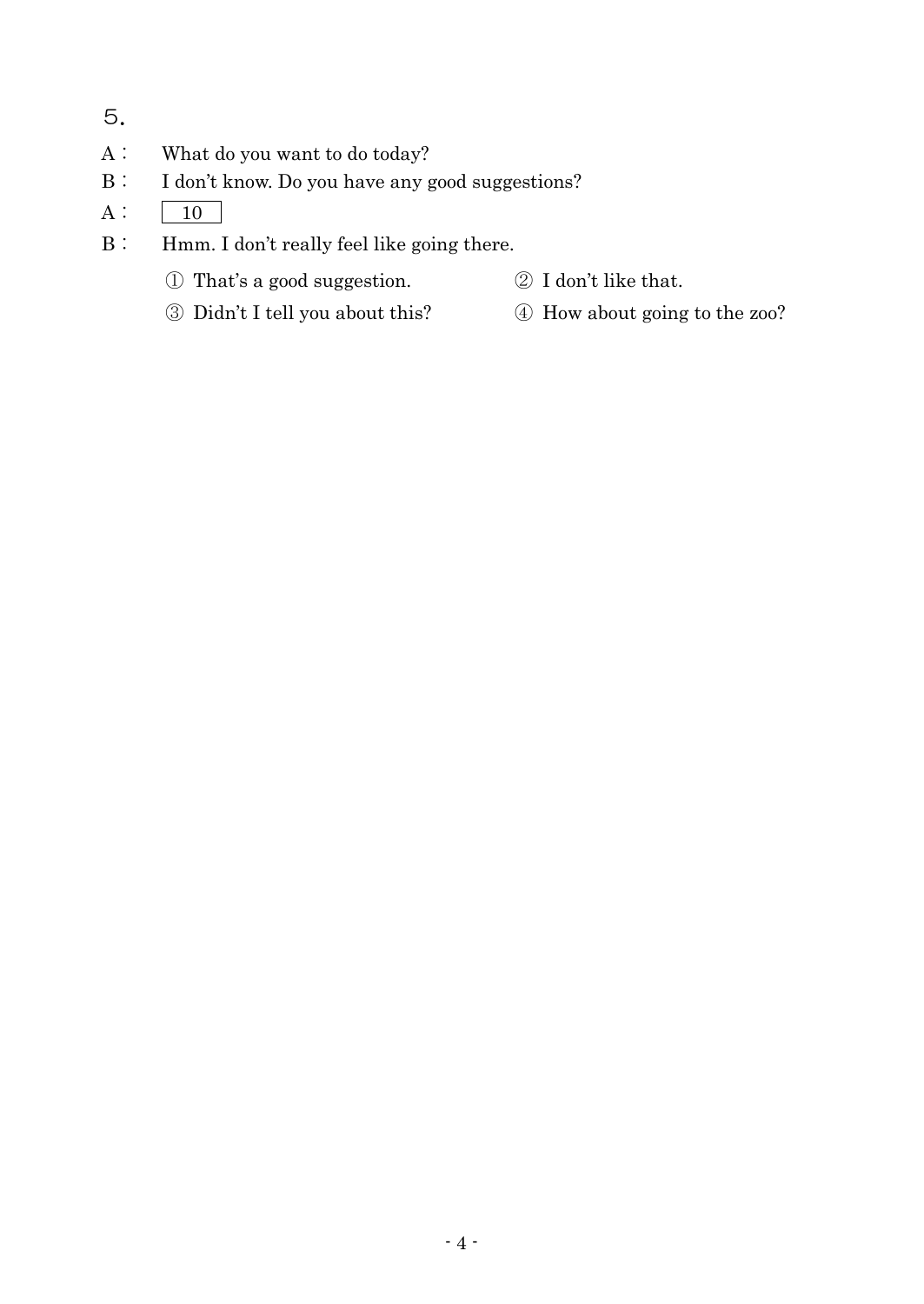５.

A： What do you want to do today?

B： I don't know. Do you have any good suggestions?

A： [ 10 ]

B： Hmm. I don't really feel like going there.

① That's a good suggestion.　　② I don't like that.

③ Didn't I tell you about this?　　④ How about going to the zoo?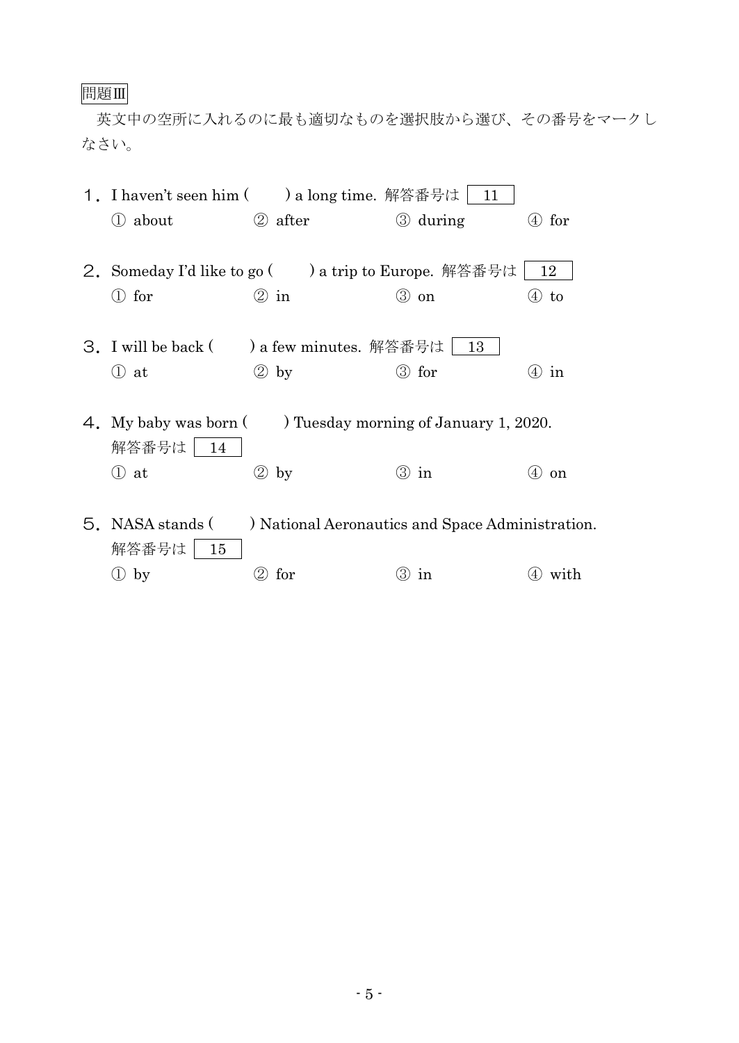問題Ⅲ

英文中の空所に入れるのに最も適切なものを選択肢から選び、その番号をマークしなさい。

1．I haven't seen him (　　) a long time. 解答番号は 11

① about　　② after　　③ during　　④ for

2．Someday I'd like to go (　　) a trip to Europe. 解答番号は 12

① for　　② in　　③ on　　④ to

3．I will be back (　　) a few minutes. 解答番号は 13

① at　　② by　　③ for　　④ in

4．My baby was born (　　) Tuesday morning of January 1, 2020.

解答番号は 14

① at　　② by　　③ in　　④ on

5．NASA stands (　　) National Aeronautics and Space Administration.

解答番号は 15

① by　　② for　　③ in　　④ with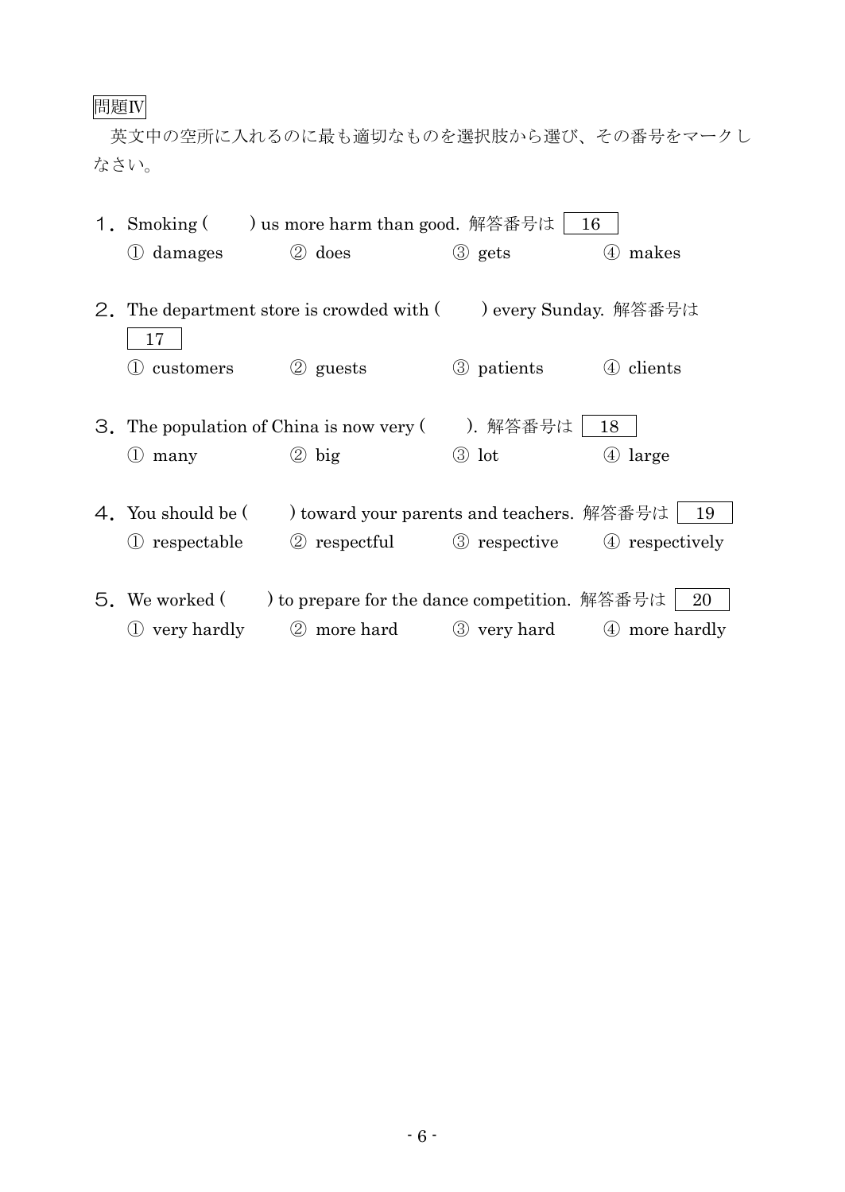問題Ⅳ

英文中の空所に入れるのに最も適切なものを選択肢から選び、その番号をマークしなさい。

1．Smoking (　　) us more harm than good. 解答番号は 16

① damages　　② does　　③ gets　　④ makes

2．The department store is crowded with (　　) every Sunday. 解答番号は 17

① customers　　② guests　　③ patients　　④ clients

3．The population of China is now very (　　). 解答番号は 18

① many　　② big　　③ lot　　④ large

4．You should be (　　) toward your parents and teachers. 解答番号は 19

① respectable　　② respectful　　③ respective　　④ respectively

5．We worked (　　) to prepare for the dance competition. 解答番号は 20

① very hardly　　② more hard　　③ very hard　　④ more hardly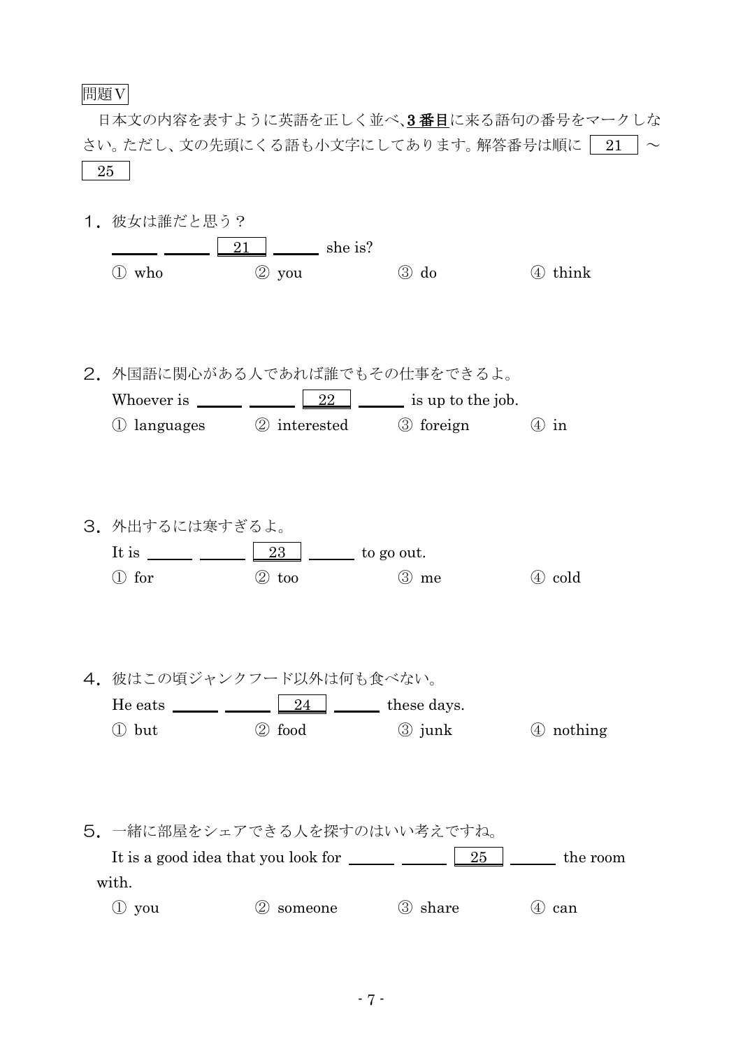問題Ⅴ

日本文の内容を表すように英語を正しく並べ、**3 番目**に来る語句の番号をマークしなさい。ただし、文の先頭にくる語も小文字にしてあります。解答番号は順に 21 〜 25

1．彼女は誰だと思う？

\_\_\_\_\_ \_\_\_\_\_ [ 21 ] \_\_\_\_\_ she is?

① who　　② you　　③ do　　④ think

2．外国語に関心がある人であれば誰でもその仕事をできるよ。

Whoever is \_\_\_\_\_ \_\_\_\_\_ [ 22 ] \_\_\_\_\_ is up to the job.

① languages　　② interested　　③ foreign　　④ in

3．外出するには寒すぎるよ。

It is \_\_\_\_\_ \_\_\_\_\_ [ 23 ] \_\_\_\_\_ to go out.

① for　　② too　　③ me　　④ cold

4．彼はこの頃ジャンクフード以外は何も食べない。

He eats \_\_\_\_\_ \_\_\_\_\_ [ 24 ] \_\_\_\_\_ these days.

① but　　② food　　③ junk　　④ nothing

5．一緒に部屋をシェアできる人を探すのはいい考えですね。

It is a good idea that you look for \_\_\_\_\_ \_\_\_\_\_ [ 25 ] \_\_\_\_\_ the room with.

① you　　② someone　　③ share　　④ can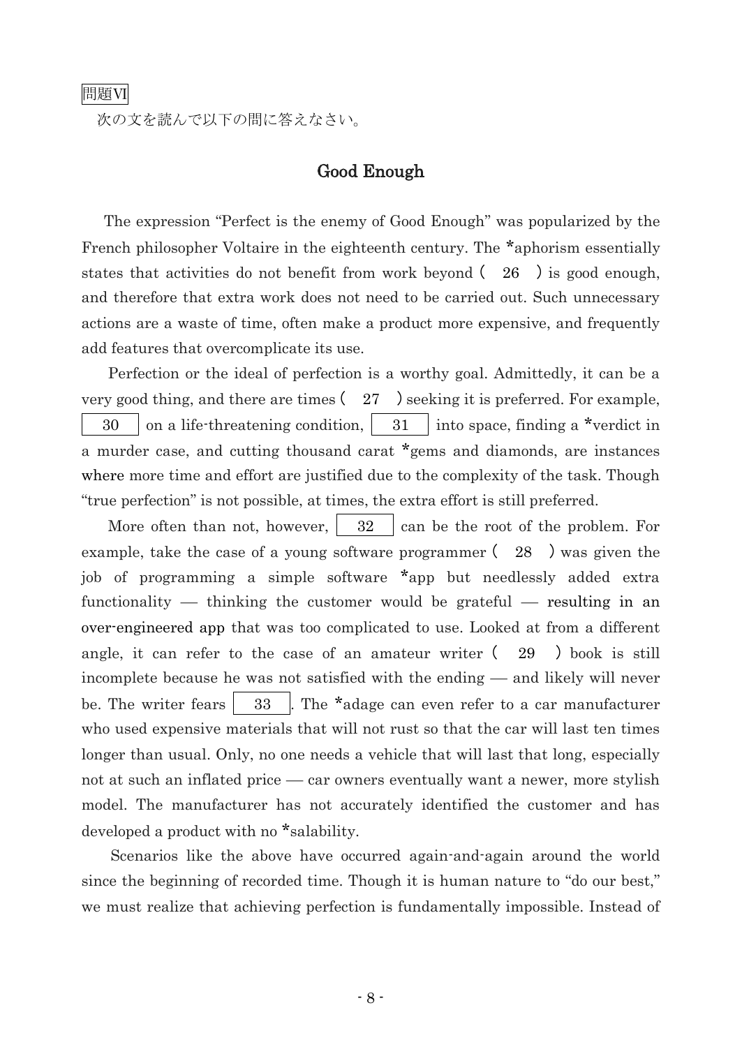問題VI

次の文を読んで以下の問に答えなさい。

## Good Enough

The expression "Perfect is the enemy of Good Enough" was popularized by the French philosopher Voltaire in the eighteenth century. The *aphorism essentially states that activities do not benefit from work beyond ( 26 ) is good enough, and therefore that extra work does not need to be carried out. Such unnecessary actions are a waste of time, often make a product more expensive, and frequently add features that overcomplicate its use.

Perfection or the ideal of perfection is a worthy goal. Admittedly, it can be a very good thing, and there are times ( 27 ) seeking it is preferred. For example, [ 30 ] on a life-threatening condition, [ 31 ] into space, finding a *verdict in a murder case, and cutting thousand carat *gems and diamonds, are instances where more time and effort are justified due to the complexity of the task. Though "true perfection" is not possible, at times, the extra effort is still preferred.

More often than not, however, [ 32 ] can be the root of the problem. For example, take the case of a young software programmer ( 28 ) was given the job of programming a simple software *app but needlessly added extra functionality — thinking the customer would be grateful — resulting in an over-engineered app that was too complicated to use. Looked at from a different angle, it can refer to the case of an amateur writer ( 29 ) book is still incomplete because he was not satisfied with the ending — and likely will never be. The writer fears [ 33 ]. The *adage can even refer to a car manufacturer who used expensive materials that will not rust so that the car will last ten times longer than usual. Only, no one needs a vehicle that will last that long, especially not at such an inflated price — car owners eventually want a newer, more stylish model. The manufacturer has not accurately identified the customer and has developed a product with no *salability.

Scenarios like the above have occurred again-and-again around the world since the beginning of recorded time. Though it is human nature to "do our best," we must realize that achieving perfection is fundamentally impossible. Instead of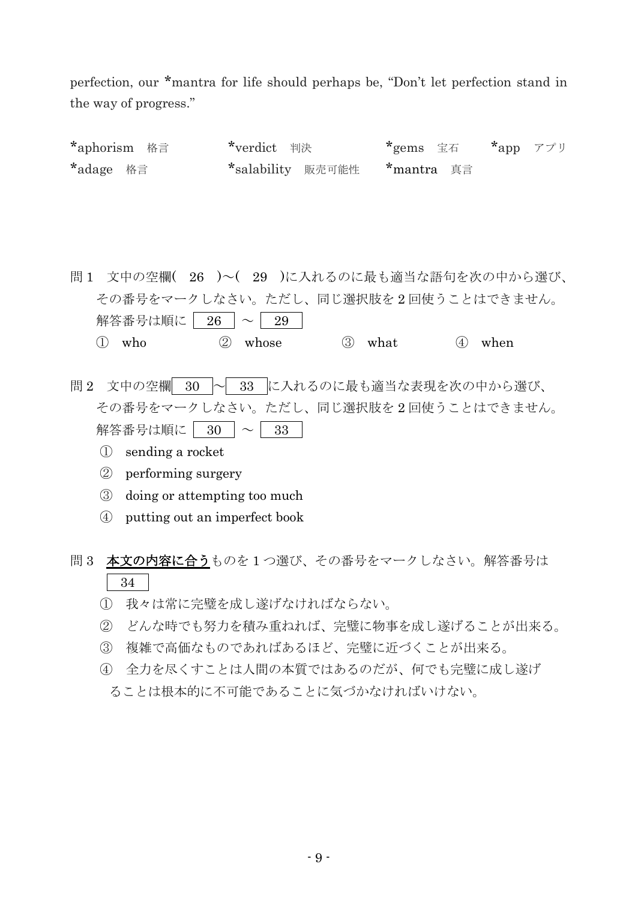perfection, our *mantra for life should perhaps be, "Don't let perfection stand in the way of progress."

| | | | |
|---|---|---|---|
| *aphorism　格言 | *verdict　判決 | *gems　宝石 | *app　アプリ |
| *adage　格言 | *salability　販売可能性 | *mantra　真言 | |

問１　文中の空欄(　26　)～(　29　)に入れるのに最も適当な語句を次の中から選び、その番号をマークしなさい。ただし、同じ選択肢を２回使うことはできません。解答番号は順に 26 ～ 29

①　who　　②　whose　　③　what　　④　when

問２　文中の空欄 30 ～ 33 に入れるのに最も適当な表現を次の中から選び、その番号をマークしなさい。ただし、同じ選択肢を２回使うことはできません。解答番号は順に 30 ～ 33

①　sending a rocket
②　performing surgery
③　doing or attempting too much
④　putting out an imperfect book

問３　**本文の内容に合う**ものを１つ選び、その番号をマークしなさい。解答番号は 34

①　我々は常に完璧を成し遂げなければならない。
②　どんな時でも努力を積み重ねれば、完璧に物事を成し遂げることが出来る。
③　複雑で高価なものであればあるほど、完璧に近づくことが出来る。
④　全力を尽くすことは人間の本質ではあるのだが、何でも完璧に成し遂げることは根本的に不可能であることに気づかなければいけない。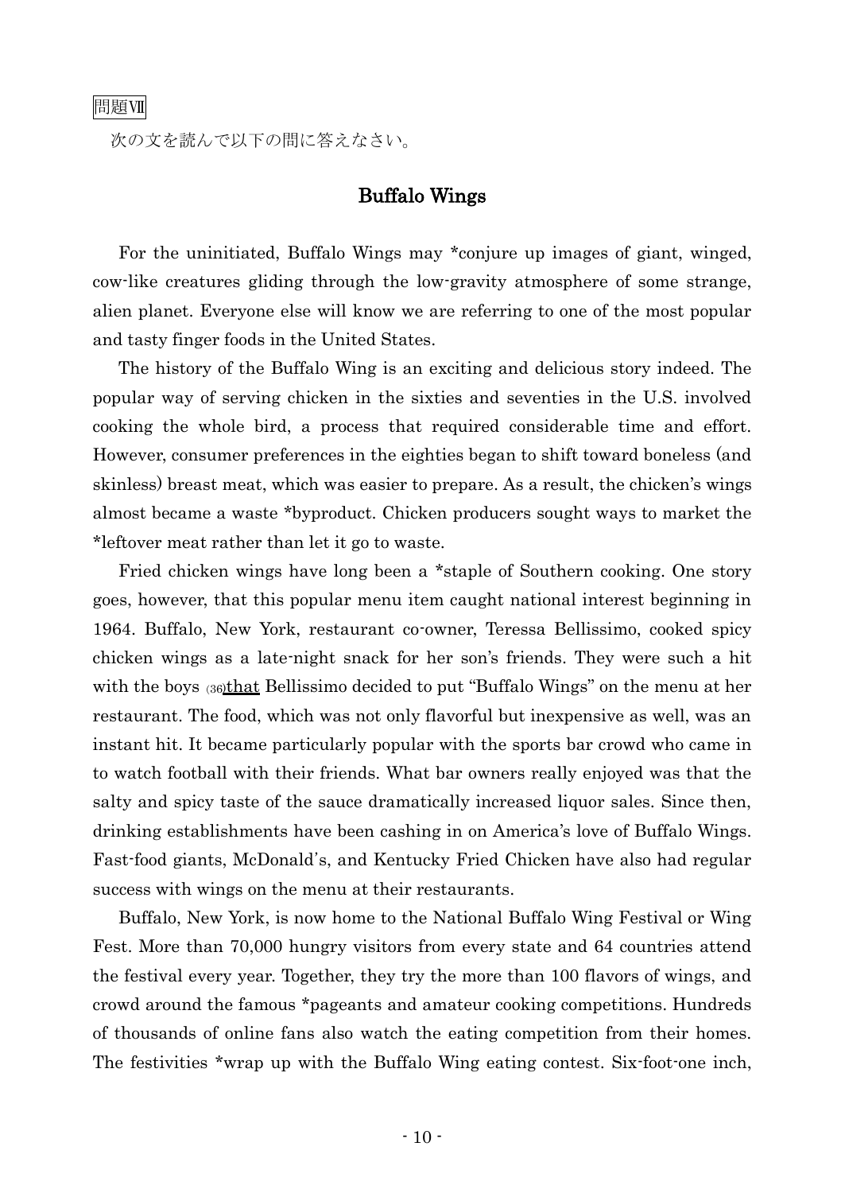問題Ⅶ

次の文を読んで以下の問に答えなさい。

## Buffalo Wings

For the uninitiated, Buffalo Wings may *conjure up images of giant, winged, cow-like creatures gliding through the low-gravity atmosphere of some strange, alien planet. Everyone else will know we are referring to one of the most popular and tasty finger foods in the United States.

The history of the Buffalo Wing is an exciting and delicious story indeed. The popular way of serving chicken in the sixties and seventies in the U.S. involved cooking the whole bird, a process that required considerable time and effort. However, consumer preferences in the eighties began to shift toward boneless (and skinless) breast meat, which was easier to prepare. As a result, the chicken's wings almost became a waste *byproduct. Chicken producers sought ways to market the *leftover meat rather than let it go to waste.

Fried chicken wings have long been a *staple of Southern cooking. One story goes, however, that this popular menu item caught national interest beginning in 1964. Buffalo, New York, restaurant co-owner, Teressa Bellissimo, cooked spicy chicken wings as a late-night snack for her son's friends. They were such a hit with the boys (36)<u>that</u> Bellissimo decided to put "Buffalo Wings" on the menu at her restaurant. The food, which was not only flavorful but inexpensive as well, was an instant hit. It became particularly popular with the sports bar crowd who came in to watch football with their friends. What bar owners really enjoyed was that the salty and spicy taste of the sauce dramatically increased liquor sales. Since then, drinking establishments have been cashing in on America's love of Buffalo Wings. Fast-food giants, McDonald's, and Kentucky Fried Chicken have also had regular success with wings on the menu at their restaurants.

Buffalo, New York, is now home to the National Buffalo Wing Festival or Wing Fest. More than 70,000 hungry visitors from every state and 64 countries attend the festival every year. Together, they try the more than 100 flavors of wings, and crowd around the famous *pageants and amateur cooking competitions. Hundreds of thousands of online fans also watch the eating competition from their homes. The festivities *wrap up with the Buffalo Wing eating contest. Six-foot-one inch,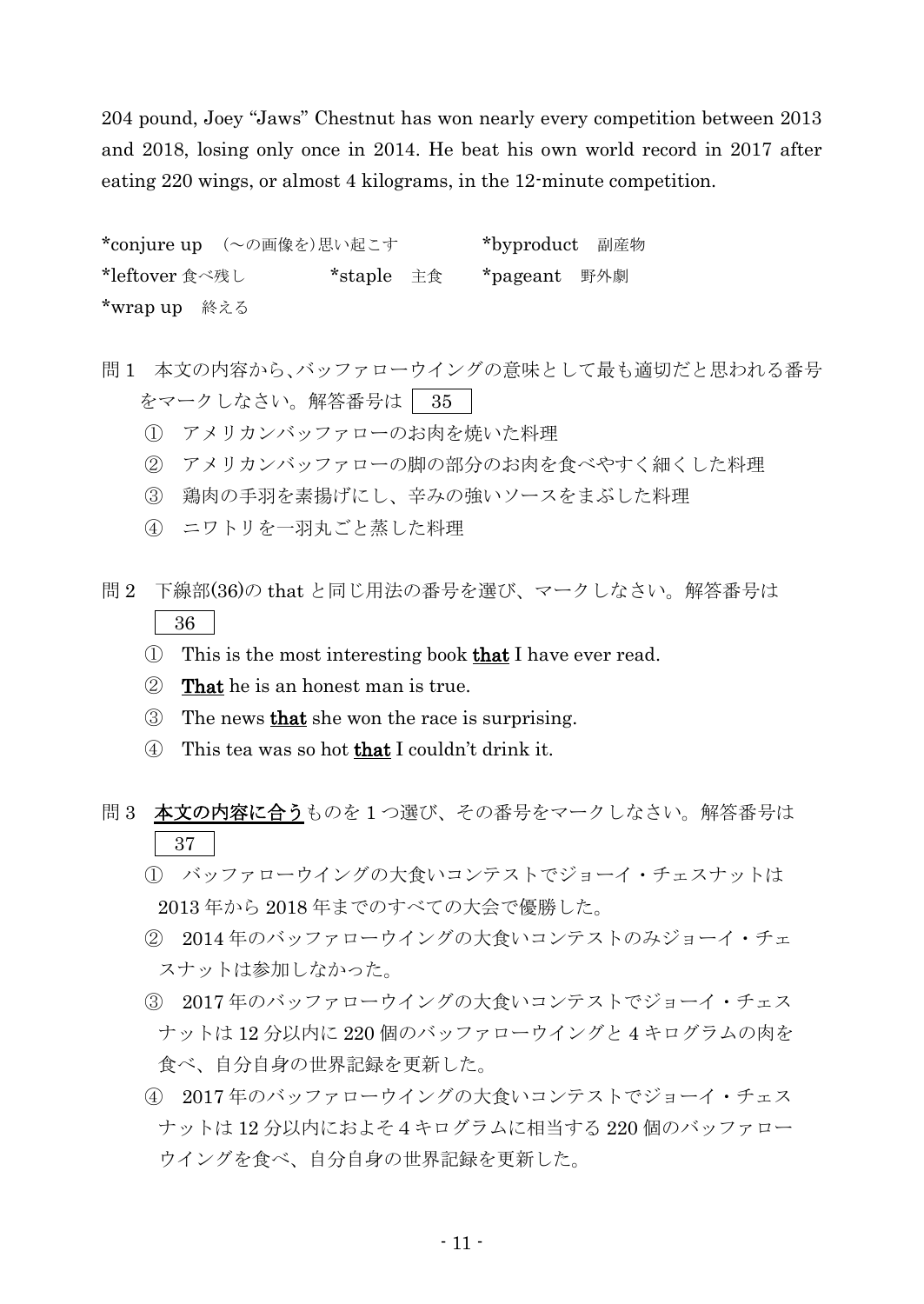204 pound, Joey "Jaws" Chestnut has won nearly every competition between 2013 and 2018, losing only once in 2014. He beat his own world record in 2017 after eating 220 wings, or almost 4 kilograms, in the 12-minute competition.

*conjure up (〜の画像を)思い起こす　　*byproduct 副産物
*leftover 食べ残し　　*staple 主食　　*pageant 野外劇
*wrap up 終える

問１　本文の内容から、バッファローウイングの意味として最も適切だと思われる番号をマークしなさい。解答番号は 35

① アメリカンバッファローのお肉を焼いた料理
② アメリカンバッファローの脚の部分のお肉を食べやすく細くした料理
③ 鶏肉の手羽を素揚げにし、辛みの強いソースをまぶした料理
④ ニワトリを一羽丸ごと蒸した料理

問２　下線部(36)の that と同じ用法の番号を選び、マークしなさい。解答番号は 36

① This is the most interesting book **that** I have ever read.
② **That** he is an honest man is true.
③ The news **that** she won the race is surprising.
④ This tea was so hot **that** I couldn't drink it.

問３　**本文の内容に合う**ものを１つ選び、その番号をマークしなさい。解答番号は 37

① バッファローウイングの大食いコンテストでジョーイ・チェスナットは2013年から2018年までのすべての大会で優勝した。
② 2014年のバッファローウイングの大食いコンテストのみジョーイ・チェスナットは参加しなかった。
③ 2017年のバッファローウイングの大食いコンテストでジョーイ・チェスナットは12分以内に220個のバッファローウイングと4キログラムの肉を食べ、自分自身の世界記録を更新した。
④ 2017年のバッファローウイングの大食いコンテストでジョーイ・チェスナットは12分以内におよそ4キログラムに相当する220個のバッファローウイングを食べ、自分自身の世界記録を更新した。